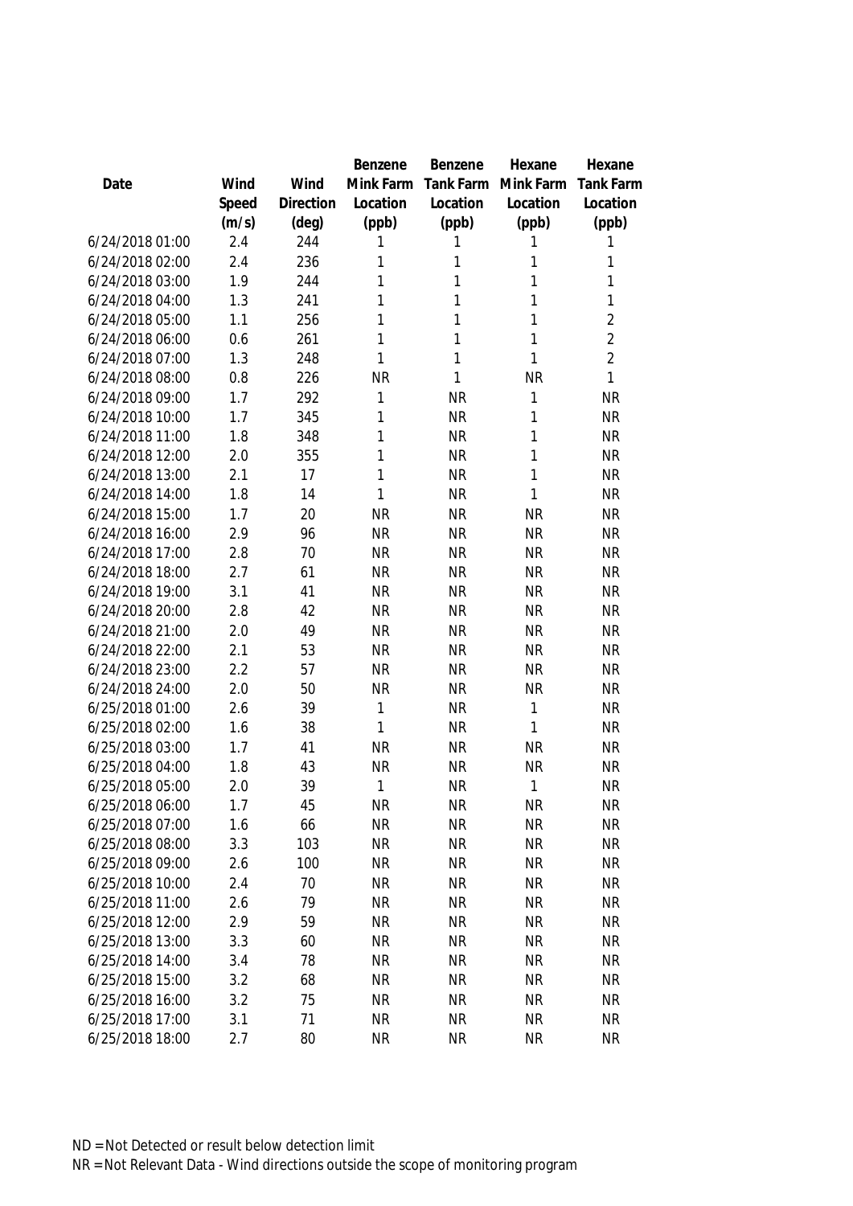| Date | Wind Speed (m/s) | Wind Direction (deg) | Benzene Mink Farm Location (ppb) | Benzene Tank Farm Location (ppb) | Hexane Mink Farm Location (ppb) | Hexane Tank Farm Location (ppb) |
|---|---|---|---|---|---|---|
| 6/24/2018 01:00 | 2.4 | 244 | 1 | 1 | 1 | 1 |
| 6/24/2018 02:00 | 2.4 | 236 | 1 | 1 | 1 | 1 |
| 6/24/2018 03:00 | 1.9 | 244 | 1 | 1 | 1 | 1 |
| 6/24/2018 04:00 | 1.3 | 241 | 1 | 1 | 1 | 1 |
| 6/24/2018 05:00 | 1.1 | 256 | 1 | 1 | 1 | 2 |
| 6/24/2018 06:00 | 0.6 | 261 | 1 | 1 | 1 | 2 |
| 6/24/2018 07:00 | 1.3 | 248 | 1 | 1 | 1 | 2 |
| 6/24/2018 08:00 | 0.8 | 226 | NR | 1 | NR | 1 |
| 6/24/2018 09:00 | 1.7 | 292 | 1 | NR | 1 | NR |
| 6/24/2018 10:00 | 1.7 | 345 | 1 | NR | 1 | NR |
| 6/24/2018 11:00 | 1.8 | 348 | 1 | NR | 1 | NR |
| 6/24/2018 12:00 | 2.0 | 355 | 1 | NR | 1 | NR |
| 6/24/2018 13:00 | 2.1 | 17 | 1 | NR | 1 | NR |
| 6/24/2018 14:00 | 1.8 | 14 | 1 | NR | 1 | NR |
| 6/24/2018 15:00 | 1.7 | 20 | NR | NR | NR | NR |
| 6/24/2018 16:00 | 2.9 | 96 | NR | NR | NR | NR |
| 6/24/2018 17:00 | 2.8 | 70 | NR | NR | NR | NR |
| 6/24/2018 18:00 | 2.7 | 61 | NR | NR | NR | NR |
| 6/24/2018 19:00 | 3.1 | 41 | NR | NR | NR | NR |
| 6/24/2018 20:00 | 2.8 | 42 | NR | NR | NR | NR |
| 6/24/2018 21:00 | 2.0 | 49 | NR | NR | NR | NR |
| 6/24/2018 22:00 | 2.1 | 53 | NR | NR | NR | NR |
| 6/24/2018 23:00 | 2.2 | 57 | NR | NR | NR | NR |
| 6/24/2018 24:00 | 2.0 | 50 | NR | NR | NR | NR |
| 6/25/2018 01:00 | 2.6 | 39 | 1 | NR | 1 | NR |
| 6/25/2018 02:00 | 1.6 | 38 | 1 | NR | 1 | NR |
| 6/25/2018 03:00 | 1.7 | 41 | NR | NR | NR | NR |
| 6/25/2018 04:00 | 1.8 | 43 | NR | NR | NR | NR |
| 6/25/2018 05:00 | 2.0 | 39 | 1 | NR | 1 | NR |
| 6/25/2018 06:00 | 1.7 | 45 | NR | NR | NR | NR |
| 6/25/2018 07:00 | 1.6 | 66 | NR | NR | NR | NR |
| 6/25/2018 08:00 | 3.3 | 103 | NR | NR | NR | NR |
| 6/25/2018 09:00 | 2.6 | 100 | NR | NR | NR | NR |
| 6/25/2018 10:00 | 2.4 | 70 | NR | NR | NR | NR |
| 6/25/2018 11:00 | 2.6 | 79 | NR | NR | NR | NR |
| 6/25/2018 12:00 | 2.9 | 59 | NR | NR | NR | NR |
| 6/25/2018 13:00 | 3.3 | 60 | NR | NR | NR | NR |
| 6/25/2018 14:00 | 3.4 | 78 | NR | NR | NR | NR |
| 6/25/2018 15:00 | 3.2 | 68 | NR | NR | NR | NR |
| 6/25/2018 16:00 | 3.2 | 75 | NR | NR | NR | NR |
| 6/25/2018 17:00 | 3.1 | 71 | NR | NR | NR | NR |
| 6/25/2018 18:00 | 2.7 | 80 | NR | NR | NR | NR |

ND = Not Detected or result below detection limit

NR = Not Relevant Data - Wind directions outside the scope of monitoring program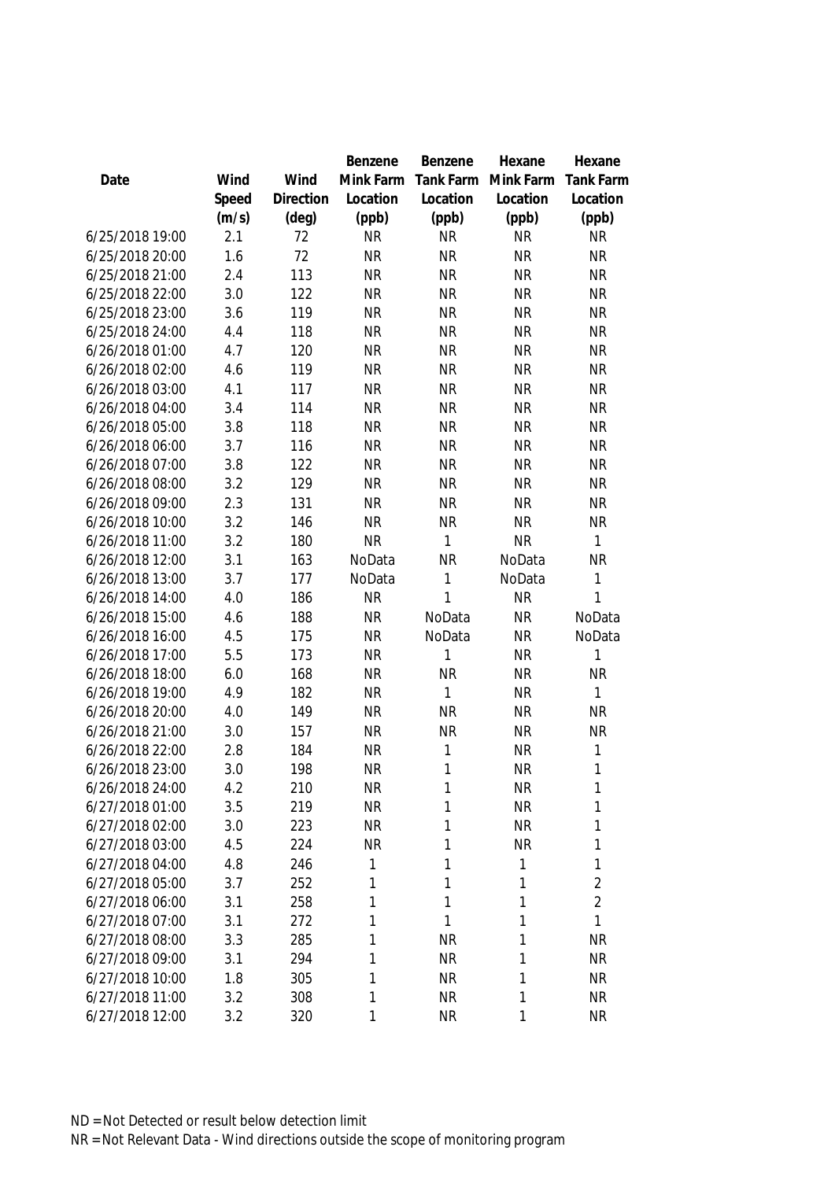| Date | Wind Speed (m/s) | Wind Direction (deg) | Benzene Mink Farm Location (ppb) | Benzene Tank Farm Location (ppb) | Hexane Mink Farm Location (ppb) | Hexane Tank Farm Location (ppb) |
|---|---|---|---|---|---|---|
| 6/25/2018 19:00 | 2.1 | 72 | NR | NR | NR | NR |
| 6/25/2018 20:00 | 1.6 | 72 | NR | NR | NR | NR |
| 6/25/2018 21:00 | 2.4 | 113 | NR | NR | NR | NR |
| 6/25/2018 22:00 | 3.0 | 122 | NR | NR | NR | NR |
| 6/25/2018 23:00 | 3.6 | 119 | NR | NR | NR | NR |
| 6/25/2018 24:00 | 4.4 | 118 | NR | NR | NR | NR |
| 6/26/2018 01:00 | 4.7 | 120 | NR | NR | NR | NR |
| 6/26/2018 02:00 | 4.6 | 119 | NR | NR | NR | NR |
| 6/26/2018 03:00 | 4.1 | 117 | NR | NR | NR | NR |
| 6/26/2018 04:00 | 3.4 | 114 | NR | NR | NR | NR |
| 6/26/2018 05:00 | 3.8 | 118 | NR | NR | NR | NR |
| 6/26/2018 06:00 | 3.7 | 116 | NR | NR | NR | NR |
| 6/26/2018 07:00 | 3.8 | 122 | NR | NR | NR | NR |
| 6/26/2018 08:00 | 3.2 | 129 | NR | NR | NR | NR |
| 6/26/2018 09:00 | 2.3 | 131 | NR | NR | NR | NR |
| 6/26/2018 10:00 | 3.2 | 146 | NR | NR | NR | NR |
| 6/26/2018 11:00 | 3.2 | 180 | NR | 1 | NR | 1 |
| 6/26/2018 12:00 | 3.1 | 163 | NoData | NR | NoData | NR |
| 6/26/2018 13:00 | 3.7 | 177 | NoData | 1 | NoData | 1 |
| 6/26/2018 14:00 | 4.0 | 186 | NR | 1 | NR | 1 |
| 6/26/2018 15:00 | 4.6 | 188 | NR | NoData | NR | NoData |
| 6/26/2018 16:00 | 4.5 | 175 | NR | NoData | NR | NoData |
| 6/26/2018 17:00 | 5.5 | 173 | NR | 1 | NR | 1 |
| 6/26/2018 18:00 | 6.0 | 168 | NR | NR | NR | NR |
| 6/26/2018 19:00 | 4.9 | 182 | NR | 1 | NR | 1 |
| 6/26/2018 20:00 | 4.0 | 149 | NR | NR | NR | NR |
| 6/26/2018 21:00 | 3.0 | 157 | NR | NR | NR | NR |
| 6/26/2018 22:00 | 2.8 | 184 | NR | 1 | NR | 1 |
| 6/26/2018 23:00 | 3.0 | 198 | NR | 1 | NR | 1 |
| 6/26/2018 24:00 | 4.2 | 210 | NR | 1 | NR | 1 |
| 6/27/2018 01:00 | 3.5 | 219 | NR | 1 | NR | 1 |
| 6/27/2018 02:00 | 3.0 | 223 | NR | 1 | NR | 1 |
| 6/27/2018 03:00 | 4.5 | 224 | NR | 1 | NR | 1 |
| 6/27/2018 04:00 | 4.8 | 246 | 1 | 1 | 1 | 1 |
| 6/27/2018 05:00 | 3.7 | 252 | 1 | 1 | 1 | 2 |
| 6/27/2018 06:00 | 3.1 | 258 | 1 | 1 | 1 | 2 |
| 6/27/2018 07:00 | 3.1 | 272 | 1 | 1 | 1 | 1 |
| 6/27/2018 08:00 | 3.3 | 285 | 1 | NR | 1 | NR |
| 6/27/2018 09:00 | 3.1 | 294 | 1 | NR | 1 | NR |
| 6/27/2018 10:00 | 1.8 | 305 | 1 | NR | 1 | NR |
| 6/27/2018 11:00 | 3.2 | 308 | 1 | NR | 1 | NR |
| 6/27/2018 12:00 | 3.2 | 320 | 1 | NR | 1 | NR |

ND = Not Detected or result below detection limit

NR = Not Relevant Data - Wind directions outside the scope of monitoring program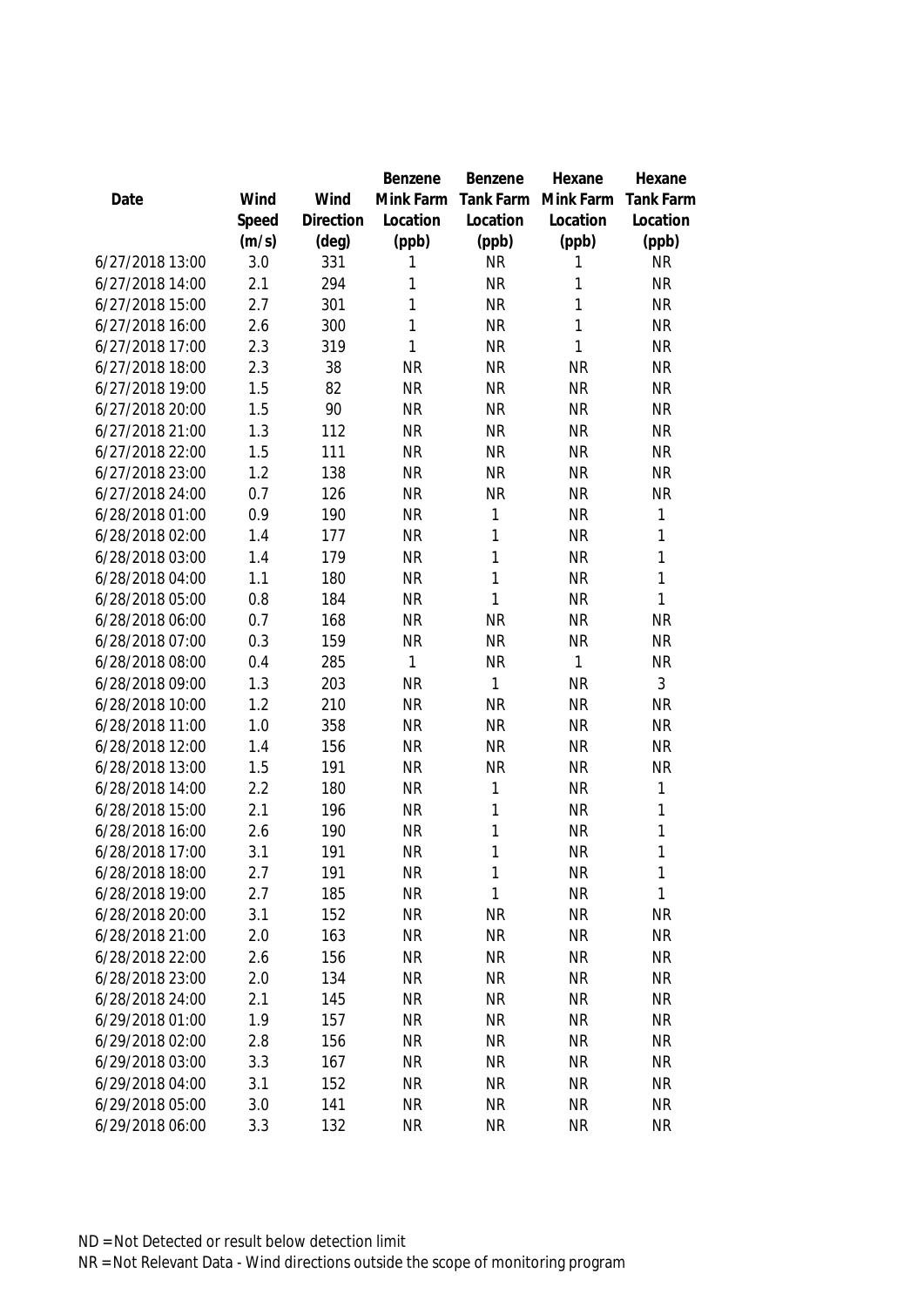| Date | Wind Speed (m/s) | Wind Direction (deg) | Benzene Mink Farm Location (ppb) | Benzene Tank Farm Location (ppb) | Hexane Mink Farm Location (ppb) | Hexane Tank Farm Location (ppb) |
|---|---|---|---|---|---|---|
| 6/27/2018 13:00 | 3.0 | 331 | 1 | NR | 1 | NR |
| 6/27/2018 14:00 | 2.1 | 294 | 1 | NR | 1 | NR |
| 6/27/2018 15:00 | 2.7 | 301 | 1 | NR | 1 | NR |
| 6/27/2018 16:00 | 2.6 | 300 | 1 | NR | 1 | NR |
| 6/27/2018 17:00 | 2.3 | 319 | 1 | NR | 1 | NR |
| 6/27/2018 18:00 | 2.3 | 38 | NR | NR | NR | NR |
| 6/27/2018 19:00 | 1.5 | 82 | NR | NR | NR | NR |
| 6/27/2018 20:00 | 1.5 | 90 | NR | NR | NR | NR |
| 6/27/2018 21:00 | 1.3 | 112 | NR | NR | NR | NR |
| 6/27/2018 22:00 | 1.5 | 111 | NR | NR | NR | NR |
| 6/27/2018 23:00 | 1.2 | 138 | NR | NR | NR | NR |
| 6/27/2018 24:00 | 0.7 | 126 | NR | NR | NR | NR |
| 6/28/2018 01:00 | 0.9 | 190 | NR | 1 | NR | 1 |
| 6/28/2018 02:00 | 1.4 | 177 | NR | 1 | NR | 1 |
| 6/28/2018 03:00 | 1.4 | 179 | NR | 1 | NR | 1 |
| 6/28/2018 04:00 | 1.1 | 180 | NR | 1 | NR | 1 |
| 6/28/2018 05:00 | 0.8 | 184 | NR | 1 | NR | 1 |
| 6/28/2018 06:00 | 0.7 | 168 | NR | NR | NR | NR |
| 6/28/2018 07:00 | 0.3 | 159 | NR | NR | NR | NR |
| 6/28/2018 08:00 | 0.4 | 285 | 1 | NR | 1 | NR |
| 6/28/2018 09:00 | 1.3 | 203 | NR | 1 | NR | 3 |
| 6/28/2018 10:00 | 1.2 | 210 | NR | NR | NR | NR |
| 6/28/2018 11:00 | 1.0 | 358 | NR | NR | NR | NR |
| 6/28/2018 12:00 | 1.4 | 156 | NR | NR | NR | NR |
| 6/28/2018 13:00 | 1.5 | 191 | NR | NR | NR | NR |
| 6/28/2018 14:00 | 2.2 | 180 | NR | 1 | NR | 1 |
| 6/28/2018 15:00 | 2.1 | 196 | NR | 1 | NR | 1 |
| 6/28/2018 16:00 | 2.6 | 190 | NR | 1 | NR | 1 |
| 6/28/2018 17:00 | 3.1 | 191 | NR | 1 | NR | 1 |
| 6/28/2018 18:00 | 2.7 | 191 | NR | 1 | NR | 1 |
| 6/28/2018 19:00 | 2.7 | 185 | NR | 1 | NR | 1 |
| 6/28/2018 20:00 | 3.1 | 152 | NR | NR | NR | NR |
| 6/28/2018 21:00 | 2.0 | 163 | NR | NR | NR | NR |
| 6/28/2018 22:00 | 2.6 | 156 | NR | NR | NR | NR |
| 6/28/2018 23:00 | 2.0 | 134 | NR | NR | NR | NR |
| 6/28/2018 24:00 | 2.1 | 145 | NR | NR | NR | NR |
| 6/29/2018 01:00 | 1.9 | 157 | NR | NR | NR | NR |
| 6/29/2018 02:00 | 2.8 | 156 | NR | NR | NR | NR |
| 6/29/2018 03:00 | 3.3 | 167 | NR | NR | NR | NR |
| 6/29/2018 04:00 | 3.1 | 152 | NR | NR | NR | NR |
| 6/29/2018 05:00 | 3.0 | 141 | NR | NR | NR | NR |
| 6/29/2018 06:00 | 3.3 | 132 | NR | NR | NR | NR |

ND = Not Detected or result below detection limit
NR = Not Relevant Data - Wind directions outside the scope of monitoring program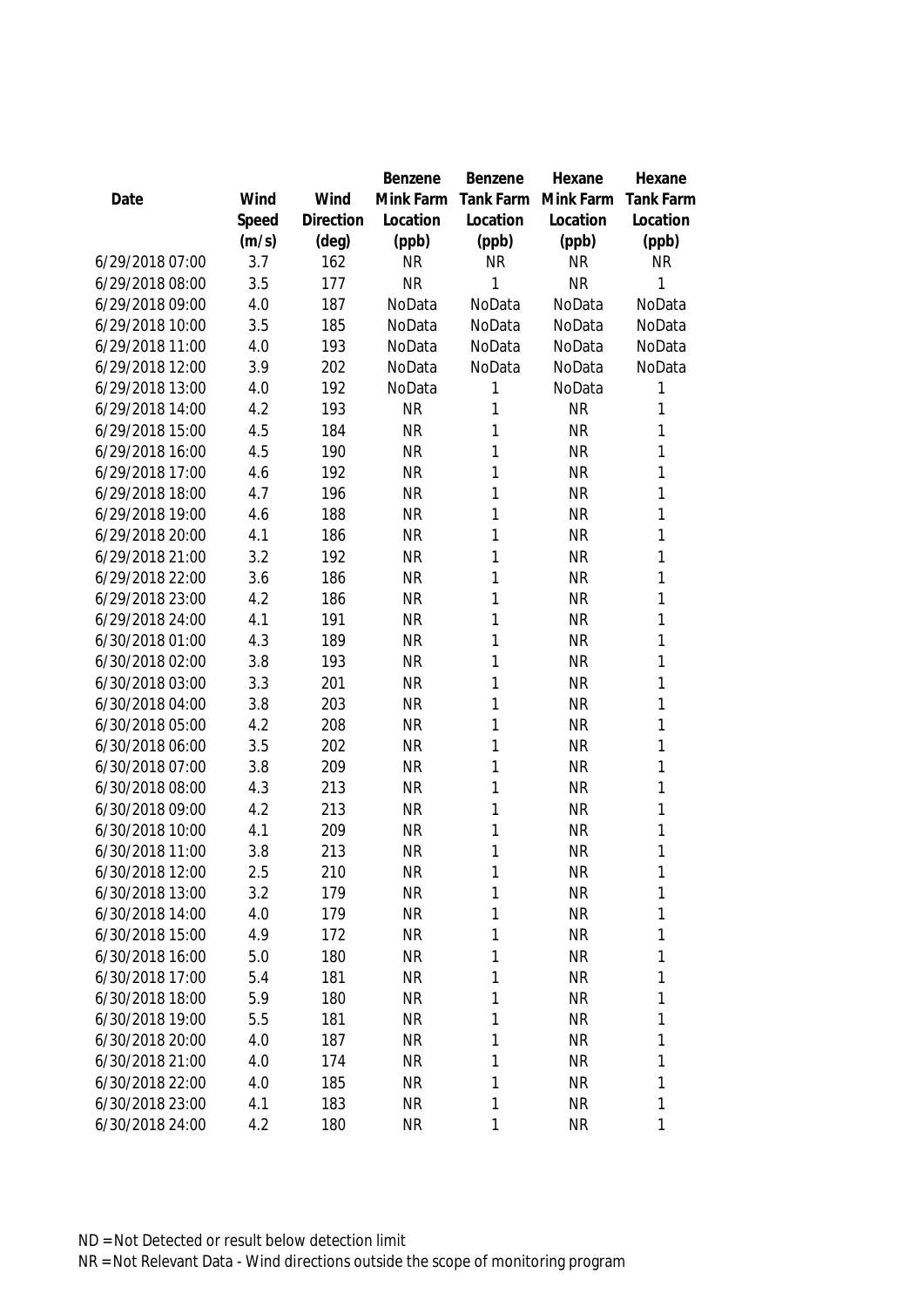| Date | Wind Speed (m/s) | Wind Direction (deg) | Benzene Mink Farm Location (ppb) | Benzene Tank Farm Location (ppb) | Hexane Mink Farm Location (ppb) | Hexane Tank Farm Location (ppb) |
|---|---|---|---|---|---|---|
| 6/29/2018 07:00 | 3.7 | 162 | NR | NR | NR | NR |
| 6/29/2018 08:00 | 3.5 | 177 | NR | 1 | NR | 1 |
| 6/29/2018 09:00 | 4.0 | 187 | NoData | NoData | NoData | NoData |
| 6/29/2018 10:00 | 3.5 | 185 | NoData | NoData | NoData | NoData |
| 6/29/2018 11:00 | 4.0 | 193 | NoData | NoData | NoData | NoData |
| 6/29/2018 12:00 | 3.9 | 202 | NoData | NoData | NoData | NoData |
| 6/29/2018 13:00 | 4.0 | 192 | NoData | 1 | NoData | 1 |
| 6/29/2018 14:00 | 4.2 | 193 | NR | 1 | NR | 1 |
| 6/29/2018 15:00 | 4.5 | 184 | NR | 1 | NR | 1 |
| 6/29/2018 16:00 | 4.5 | 190 | NR | 1 | NR | 1 |
| 6/29/2018 17:00 | 4.6 | 192 | NR | 1 | NR | 1 |
| 6/29/2018 18:00 | 4.7 | 196 | NR | 1 | NR | 1 |
| 6/29/2018 19:00 | 4.6 | 188 | NR | 1 | NR | 1 |
| 6/29/2018 20:00 | 4.1 | 186 | NR | 1 | NR | 1 |
| 6/29/2018 21:00 | 3.2 | 192 | NR | 1 | NR | 1 |
| 6/29/2018 22:00 | 3.6 | 186 | NR | 1 | NR | 1 |
| 6/29/2018 23:00 | 4.2 | 186 | NR | 1 | NR | 1 |
| 6/29/2018 24:00 | 4.1 | 191 | NR | 1 | NR | 1 |
| 6/30/2018 01:00 | 4.3 | 189 | NR | 1 | NR | 1 |
| 6/30/2018 02:00 | 3.8 | 193 | NR | 1 | NR | 1 |
| 6/30/2018 03:00 | 3.3 | 201 | NR | 1 | NR | 1 |
| 6/30/2018 04:00 | 3.8 | 203 | NR | 1 | NR | 1 |
| 6/30/2018 05:00 | 4.2 | 208 | NR | 1 | NR | 1 |
| 6/30/2018 06:00 | 3.5 | 202 | NR | 1 | NR | 1 |
| 6/30/2018 07:00 | 3.8 | 209 | NR | 1 | NR | 1 |
| 6/30/2018 08:00 | 4.3 | 213 | NR | 1 | NR | 1 |
| 6/30/2018 09:00 | 4.2 | 213 | NR | 1 | NR | 1 |
| 6/30/2018 10:00 | 4.1 | 209 | NR | 1 | NR | 1 |
| 6/30/2018 11:00 | 3.8 | 213 | NR | 1 | NR | 1 |
| 6/30/2018 12:00 | 2.5 | 210 | NR | 1 | NR | 1 |
| 6/30/2018 13:00 | 3.2 | 179 | NR | 1 | NR | 1 |
| 6/30/2018 14:00 | 4.0 | 179 | NR | 1 | NR | 1 |
| 6/30/2018 15:00 | 4.9 | 172 | NR | 1 | NR | 1 |
| 6/30/2018 16:00 | 5.0 | 180 | NR | 1 | NR | 1 |
| 6/30/2018 17:00 | 5.4 | 181 | NR | 1 | NR | 1 |
| 6/30/2018 18:00 | 5.9 | 180 | NR | 1 | NR | 1 |
| 6/30/2018 19:00 | 5.5 | 181 | NR | 1 | NR | 1 |
| 6/30/2018 20:00 | 4.0 | 187 | NR | 1 | NR | 1 |
| 6/30/2018 21:00 | 4.0 | 174 | NR | 1 | NR | 1 |
| 6/30/2018 22:00 | 4.0 | 185 | NR | 1 | NR | 1 |
| 6/30/2018 23:00 | 4.1 | 183 | NR | 1 | NR | 1 |
| 6/30/2018 24:00 | 4.2 | 180 | NR | 1 | NR | 1 |

ND = Not Detected or result below detection limit

NR = Not Relevant Data - Wind directions outside the scope of monitoring program